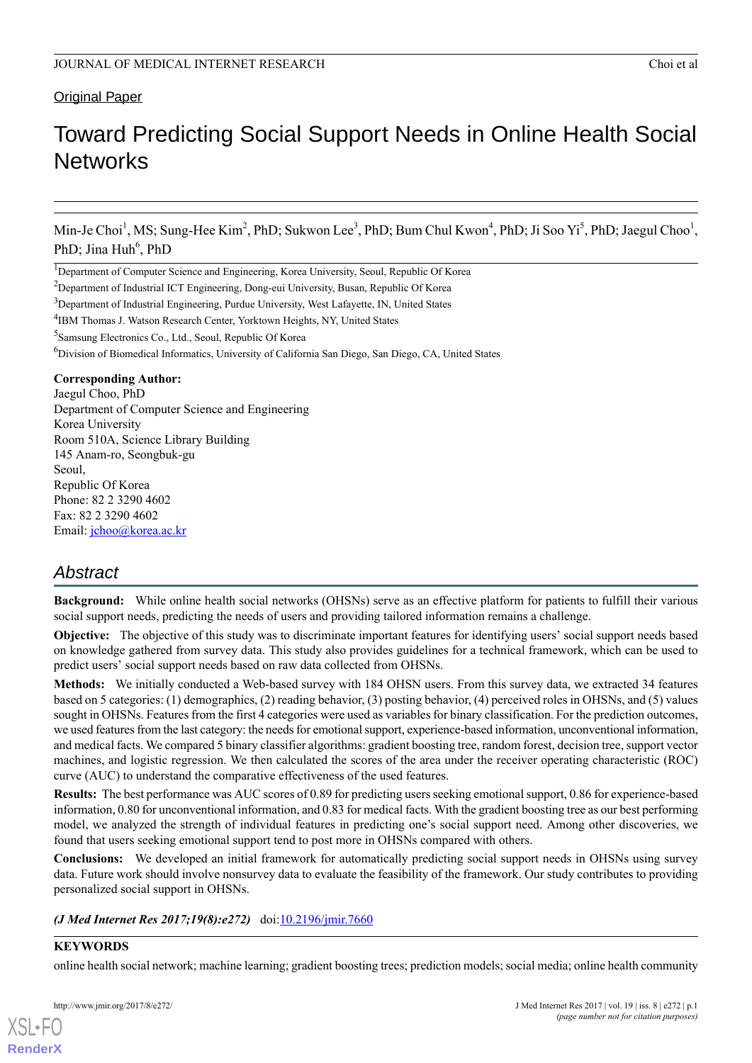Original Paper

# Toward Predicting Social Support Needs in Online Health Social Networks

Min-Je Choi[1], MS; Sung-Hee Kim[2], PhD; Sukwon Lee[3], PhD; Bum Chul Kwon[4], PhD; Ji Soo Yi[5], PhD; Jaegul Choo[1], PhD; Jina Huh[6], PhD

[1]Department of Computer Science and Engineering, Korea University, Seoul, Republic Of Korea

[2]Department of Industrial ICT Engineering, Dong-eui University, Busan, Republic Of Korea

[3]Department of Industrial Engineering, Purdue University, West Lafayette, IN, United States

[4]IBM Thomas J. Watson Research Center, Yorktown Heights, NY, United States

[5]Samsung Electronics Co., Ltd., Seoul, Republic Of Korea

[6]Division of Biomedical Informatics, University of California San Diego, San Diego, CA, United States

**Corresponding Author:**
Jaegul Choo, PhD
Department of Computer Science and Engineering
Korea University
Room 510A, Science Library Building
145 Anam-ro, Seongbuk-gu
Seoul,
Republic Of Korea
Phone: 82 2 3290 4602
Fax: 82 2 3290 4602
Email: jchoo@korea.ac.kr

## Abstract

**Background:** While online health social networks (OHSNs) serve as an effective platform for patients to fulfill their various social support needs, predicting the needs of users and providing tailored information remains a challenge.

**Objective:** The objective of this study was to discriminate important features for identifying users' social support needs based on knowledge gathered from survey data. This study also provides guidelines for a technical framework, which can be used to predict users' social support needs based on raw data collected from OHSNs.

**Methods:** We initially conducted a Web-based survey with 184 OHSN users. From this survey data, we extracted 34 features based on 5 categories: (1) demographics, (2) reading behavior, (3) posting behavior, (4) perceived roles in OHSNs, and (5) values sought in OHSNs. Features from the first 4 categories were used as variables for binary classification. For the prediction outcomes, we used features from the last category: the needs for emotional support, experience-based information, unconventional information, and medical facts. We compared 5 binary classifier algorithms: gradient boosting tree, random forest, decision tree, support vector machines, and logistic regression. We then calculated the scores of the area under the receiver operating characteristic (ROC) curve (AUC) to understand the comparative effectiveness of the used features.

**Results:** The best performance was AUC scores of 0.89 for predicting users seeking emotional support, 0.86 for experience-based information, 0.80 for unconventional information, and 0.83 for medical facts. With the gradient boosting tree as our best performing model, we analyzed the strength of individual features in predicting one's social support need. Among other discoveries, we found that users seeking emotional support tend to post more in OHSNs compared with others.

**Conclusions:** We developed an initial framework for automatically predicting social support needs in OHSNs using survey data. Future work should involve nonsurvey data to evaluate the feasibility of the framework. Our study contributes to providing personalized social support in OHSNs.

***(J Med Internet Res 2017;19(8):e272)*** doi:10.2196/jmir.7660

**KEYWORDS**

online health social network; machine learning; gradient boosting trees; prediction models; social media; online health community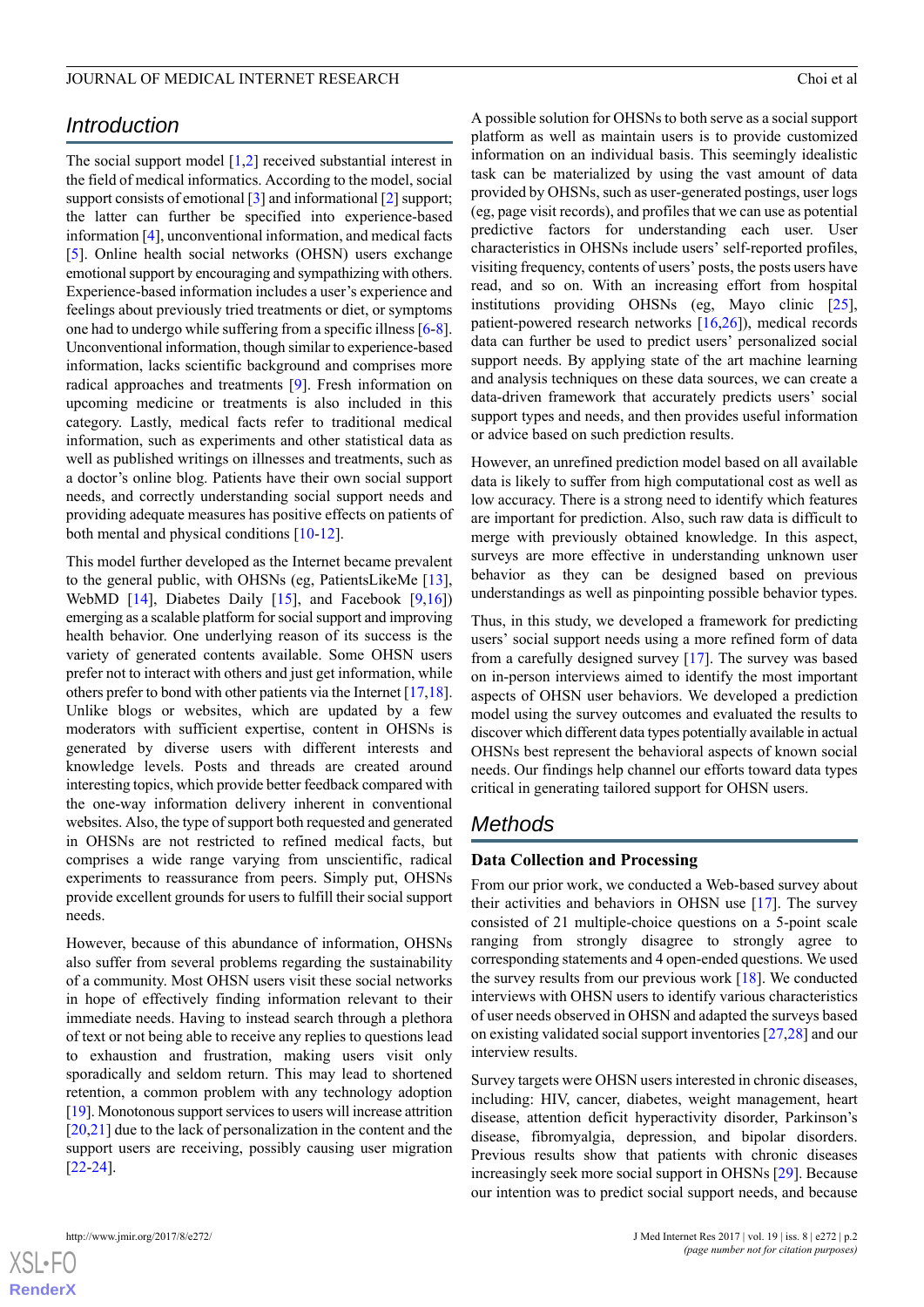## Introduction

The social support model [1,2] received substantial interest in the field of medical informatics. According to the model, social support consists of emotional [3] and informational [2] support; the latter can further be specified into experience-based information [4], unconventional information, and medical facts [5]. Online health social networks (OHSN) users exchange emotional support by encouraging and sympathizing with others. Experience-based information includes a user's experience and feelings about previously tried treatments or diet, or symptoms one had to undergo while suffering from a specific illness [6-8]. Unconventional information, though similar to experience-based information, lacks scientific background and comprises more radical approaches and treatments [9]. Fresh information on upcoming medicine or treatments is also included in this category. Lastly, medical facts refer to traditional medical information, such as experiments and other statistical data as well as published writings on illnesses and treatments, such as a doctor's online blog. Patients have their own social support needs, and correctly understanding social support needs and providing adequate measures has positive effects on patients of both mental and physical conditions [10-12].

This model further developed as the Internet became prevalent to the general public, with OHSNs (eg, PatientsLikeMe [13], WebMD [14], Diabetes Daily [15], and Facebook [9,16]) emerging as a scalable platform for social support and improving health behavior. One underlying reason of its success is the variety of generated contents available. Some OHSN users prefer not to interact with others and just get information, while others prefer to bond with other patients via the Internet [17,18]. Unlike blogs or websites, which are updated by a few moderators with sufficient expertise, content in OHSNs is generated by diverse users with different interests and knowledge levels. Posts and threads are created around interesting topics, which provide better feedback compared with the one-way information delivery inherent in conventional websites. Also, the type of support both requested and generated in OHSNs are not restricted to refined medical facts, but comprises a wide range varying from unscientific, radical experiments to reassurance from peers. Simply put, OHSNs provide excellent grounds for users to fulfill their social support needs.

However, because of this abundance of information, OHSNs also suffer from several problems regarding the sustainability of a community. Most OHSN users visit these social networks in hope of effectively finding information relevant to their immediate needs. Having to instead search through a plethora of text or not being able to receive any replies to questions lead to exhaustion and frustration, making users visit only sporadically and seldom return. This may lead to shortened retention, a common problem with any technology adoption [19]. Monotonous support services to users will increase attrition [20,21] due to the lack of personalization in the content and the support users are receiving, possibly causing user migration [22-24].

A possible solution for OHSNs to both serve as a social support platform as well as maintain users is to provide customized information on an individual basis. This seemingly idealistic task can be materialized by using the vast amount of data provided by OHSNs, such as user-generated postings, user logs (eg, page visit records), and profiles that we can use as potential predictive factors for understanding each user. User characteristics in OHSNs include users' self-reported profiles, visiting frequency, contents of users' posts, the posts users have read, and so on. With an increasing effort from hospital institutions providing OHSNs (eg, Mayo clinic [25], patient-powered research networks [16,26]), medical records data can further be used to predict users' personalized social support needs. By applying state of the art machine learning and analysis techniques on these data sources, we can create a data-driven framework that accurately predicts users' social support types and needs, and then provides useful information or advice based on such prediction results.

However, an unrefined prediction model based on all available data is likely to suffer from high computational cost as well as low accuracy. There is a strong need to identify which features are important for prediction. Also, such raw data is difficult to merge with previously obtained knowledge. In this aspect, surveys are more effective in understanding unknown user behavior as they can be designed based on previous understandings as well as pinpointing possible behavior types.

Thus, in this study, we developed a framework for predicting users' social support needs using a more refined form of data from a carefully designed survey [17]. The survey was based on in-person interviews aimed to identify the most important aspects of OHSN user behaviors. We developed a prediction model using the survey outcomes and evaluated the results to discover which different data types potentially available in actual OHSNs best represent the behavioral aspects of known social needs. Our findings help channel our efforts toward data types critical in generating tailored support for OHSN users.

## Methods

### Data Collection and Processing

From our prior work, we conducted a Web-based survey about their activities and behaviors in OHSN use [17]. The survey consisted of 21 multiple-choice questions on a 5-point scale ranging from strongly disagree to strongly agree to corresponding statements and 4 open-ended questions. We used the survey results from our previous work [18]. We conducted interviews with OHSN users to identify various characteristics of user needs observed in OHSN and adapted the surveys based on existing validated social support inventories [27,28] and our interview results.

Survey targets were OHSN users interested in chronic diseases, including: HIV, cancer, diabetes, weight management, heart disease, attention deficit hyperactivity disorder, Parkinson's disease, fibromyalgia, depression, and bipolar disorders. Previous results show that patients with chronic diseases increasingly seek more social support in OHSNs [29]. Because our intention was to predict social support needs, and because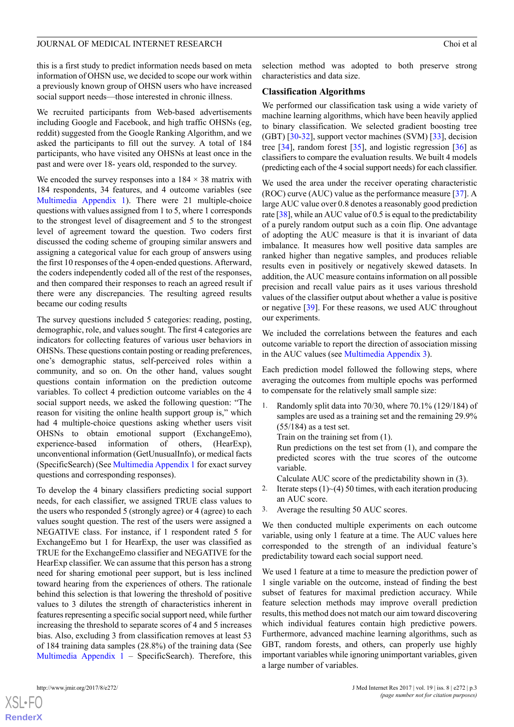this is a first study to predict information needs based on meta information of OHSN use, we decided to scope our work within a previously known group of OHSN users who have increased social support needs—those interested in chronic illness.

We recruited participants from Web-based advertisements including Google and Facebook, and high traffic OHSNs (eg, reddit) suggested from the Google Ranking Algorithm, and we asked the participants to fill out the survey. A total of 184 participants, who have visited any OHSNs at least once in the past and were over 18- years old, responded to the survey.

We encoded the survey responses into a 184 × 38 matrix with 184 respondents, 34 features, and 4 outcome variables (see Multimedia Appendix 1). There were 21 multiple-choice questions with values assigned from 1 to 5, where 1 corresponds to the strongest level of disagreement and 5 to the strongest level of agreement toward the question. Two coders first discussed the coding scheme of grouping similar answers and assigning a categorical value for each group of answers using the first 10 responses of the 4 open-ended questions. Afterward, the coders independently coded all of the rest of the responses, and then compared their responses to reach an agreed result if there were any discrepancies. The resulting agreed results became our coding results

The survey questions included 5 categories: reading, posting, demographic, role, and values sought. The first 4 categories are indicators for collecting features of various user behaviors in OHSNs. These questions contain posting or reading preferences, one's demographic status, self-perceived roles within a community, and so on. On the other hand, values sought questions contain information on the prediction outcome variables. To collect 4 prediction outcome variables on the 4 social support needs, we asked the following question: "The reason for visiting the online health support group is," which had 4 multiple-choice questions asking whether users visit OHSNs to obtain emotional support (ExchangeEmo), experience-based information of others, (HearExp), unconventional information (GetUnusualInfo), or medical facts (SpecificSearch) (See Multimedia Appendix 1 for exact survey questions and corresponding responses).

To develop the 4 binary classifiers predicting social support needs, for each classifier, we assigned TRUE class values to the users who responded 5 (strongly agree) or 4 (agree) to each values sought question. The rest of the users were assigned a NEGATIVE class. For instance, if 1 respondent rated 5 for ExchangeEmo but 1 for HearExp, the user was classified as TRUE for the ExchangeEmo classifier and NEGATIVE for the HearExp classifier. We can assume that this person has a strong need for sharing emotional peer support, but is less inclined toward hearing from the experiences of others. The rationale behind this selection is that lowering the threshold of positive values to 3 dilutes the strength of characteristics inherent in features representing a specific social support need, while further increasing the threshold to separate scores of 4 and 5 increases bias. Also, excluding 3 from classification removes at least 53 of 184 training data samples (28.8%) of the training data (See Multimedia Appendix 1 – SpecificSearch). Therefore, this selection method was adopted to both preserve strong characteristics and data size.

## Classification Algorithms

We performed our classification task using a wide variety of machine learning algorithms, which have been heavily applied to binary classification. We selected gradient boosting tree (GBT) [30-32], support vector machines (SVM) [33], decision tree [34], random forest [35], and logistic regression [36] as classifiers to compare the evaluation results. We built 4 models (predicting each of the 4 social support needs) for each classifier.

We used the area under the receiver operating characteristic (ROC) curve (AUC) value as the performance measure [37]. A large AUC value over 0.8 denotes a reasonably good prediction rate [38], while an AUC value of 0.5 is equal to the predictability of a purely random output such as a coin flip. One advantage of adopting the AUC measure is that it is invariant of data imbalance. It measures how well positive data samples are ranked higher than negative samples, and produces reliable results even in positively or negatively skewed datasets. In addition, the AUC measure contains information on all possible precision and recall value pairs as it uses various threshold values of the classifier output about whether a value is positive or negative [39]. For these reasons, we used AUC throughout our experiments.

We included the correlations between the features and each outcome variable to report the direction of association missing in the AUC values (see Multimedia Appendix 3).

Each prediction model followed the following steps, where averaging the outcomes from multiple epochs was performed to compensate for the relatively small sample size:

1. Randomly split data into 70/30, where 70.1% (129/184) of samples are used as a training set and the remaining 29.9% (55/184) as a test set.
   Train on the training set from (1).
   Run predictions on the test set from (1), and compare the predicted scores with the true scores of the outcome variable.
   Calculate AUC score of the predictability shown in (3).
2. Iterate steps (1)~(4) 50 times, with each iteration producing an AUC score.
3. Average the resulting 50 AUC scores.

We then conducted multiple experiments on each outcome variable, using only 1 feature at a time. The AUC values here corresponded to the strength of an individual feature's predictability toward each social support need.

We used 1 feature at a time to measure the prediction power of 1 single variable on the outcome, instead of finding the best subset of features for maximal prediction accuracy. While feature selection methods may improve overall prediction results, this method does not match our aim toward discovering which individual features contain high predictive powers. Furthermore, advanced machine learning algorithms, such as GBT, random forests, and others, can properly use highly important variables while ignoring unimportant variables, given a large number of variables.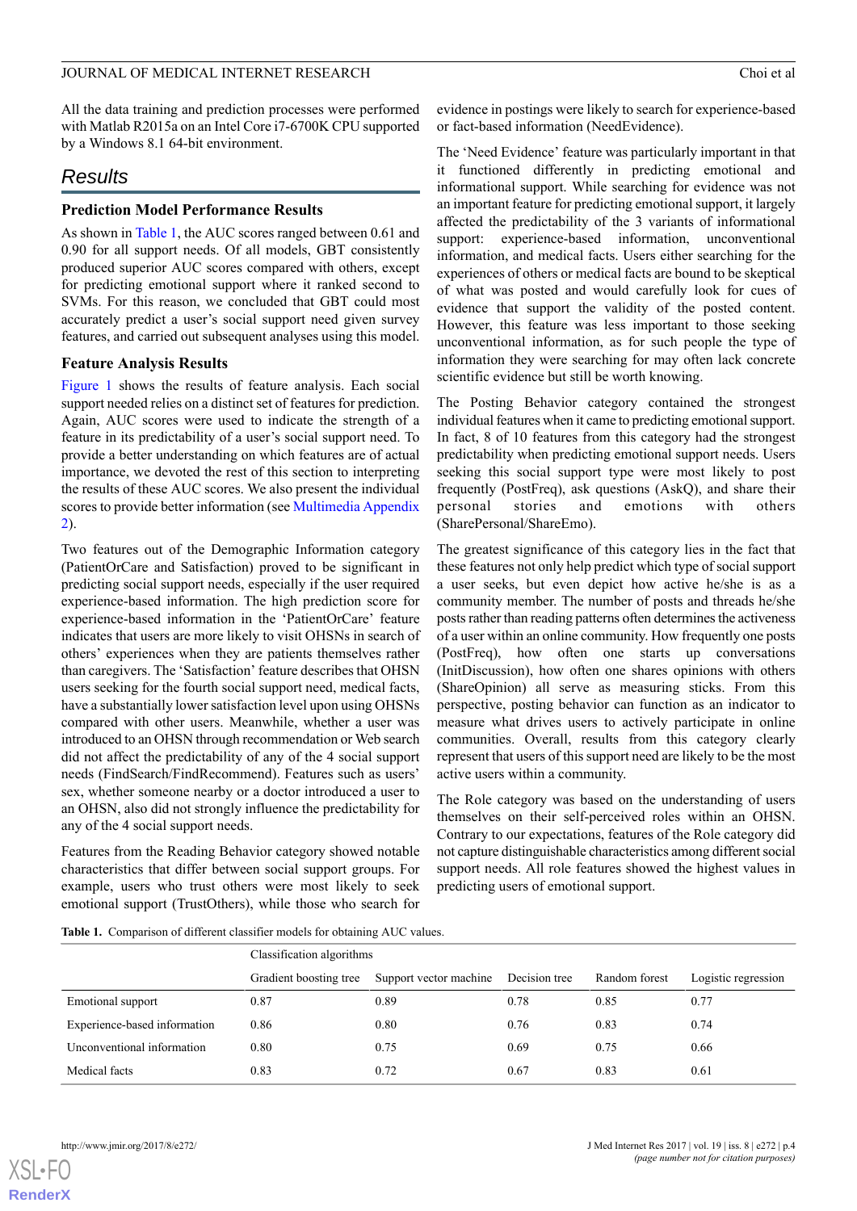All the data training and prediction processes were performed with Matlab R2015a on an Intel Core i7-6700K CPU supported by a Windows 8.1 64-bit environment.

## Results

### Prediction Model Performance Results

As shown in Table 1, the AUC scores ranged between 0.61 and 0.90 for all support needs. Of all models, GBT consistently produced superior AUC scores compared with others, except for predicting emotional support where it ranked second to SVMs. For this reason, we concluded that GBT could most accurately predict a user's social support need given survey features, and carried out subsequent analyses using this model.

### Feature Analysis Results

Figure 1 shows the results of feature analysis. Each social support needed relies on a distinct set of features for prediction. Again, AUC scores were used to indicate the strength of a feature in its predictability of a user's social support need. To provide a better understanding on which features are of actual importance, we devoted the rest of this section to interpreting the results of these AUC scores. We also present the individual scores to provide better information (see Multimedia Appendix 2).

Two features out of the Demographic Information category (PatientOrCare and Satisfaction) proved to be significant in predicting social support needs, especially if the user required experience-based information. The high prediction score for experience-based information in the 'PatientOrCare' feature indicates that users are more likely to visit OHSNs in search of others' experiences when they are patients themselves rather than caregivers. The 'Satisfaction' feature describes that OHSN users seeking for the fourth social support need, medical facts, have a substantially lower satisfaction level upon using OHSNs compared with other users. Meanwhile, whether a user was introduced to an OHSN through recommendation or Web search did not affect the predictability of any of the 4 social support needs (FindSearch/FindRecommend). Features such as users' sex, whether someone nearby or a doctor introduced a user to an OHSN, also did not strongly influence the predictability for any of the 4 social support needs.

Features from the Reading Behavior category showed notable characteristics that differ between social support groups. For example, users who trust others were most likely to seek emotional support (TrustOthers), while those who search for evidence in postings were likely to search for experience-based or fact-based information (NeedEvidence).

The 'Need Evidence' feature was particularly important in that it functioned differently in predicting emotional and informational support. While searching for evidence was not an important feature for predicting emotional support, it largely affected the predictability of the 3 variants of informational support: experience-based information, unconventional information, and medical facts. Users either searching for the experiences of others or medical facts are bound to be skeptical of what was posted and would carefully look for cues of evidence that support the validity of the posted content. However, this feature was less important to those seeking unconventional information, as for such people the type of information they were searching for may often lack concrete scientific evidence but still be worth knowing.

The Posting Behavior category contained the strongest individual features when it came to predicting emotional support. In fact, 8 of 10 features from this category had the strongest predictability when predicting emotional support needs. Users seeking this social support type were most likely to post frequently (PostFreq), ask questions (AskQ), and share their personal stories and emotions with others (SharePersonal/ShareEmo).

The greatest significance of this category lies in the fact that these features not only help predict which type of social support a user seeks, but even depict how active he/she is as a community member. The number of posts and threads he/she posts rather than reading patterns often determines the activeness of a user within an online community. How frequently one posts (PostFreq), how often one starts up conversations (InitDiscussion), how often one shares opinions with others (ShareOpinion) all serve as measuring sticks. From this perspective, posting behavior can function as an indicator to measure what drives users to actively participate in online communities. Overall, results from this category clearly represent that users of this support need are likely to be the most active users within a community.

The Role category was based on the understanding of users themselves on their self-perceived roles within an OHSN. Contrary to our expectations, features of the Role category did not capture distinguishable characteristics among different social support needs. All role features showed the highest values in predicting users of emotional support.

**Table 1.** Comparison of different classifier models for obtaining AUC values.

| | Classification algorithms | | | | |
|---|---|---|---|---|---|
| | Gradient boosting tree | Support vector machine | Decision tree | Random forest | Logistic regression |
| Emotional support | 0.87 | 0.89 | 0.78 | 0.85 | 0.77 |
| Experience-based information | 0.86 | 0.80 | 0.76 | 0.83 | 0.74 |
| Unconventional information | 0.80 | 0.75 | 0.69 | 0.75 | 0.66 |
| Medical facts | 0.83 | 0.72 | 0.67 | 0.83 | 0.61 |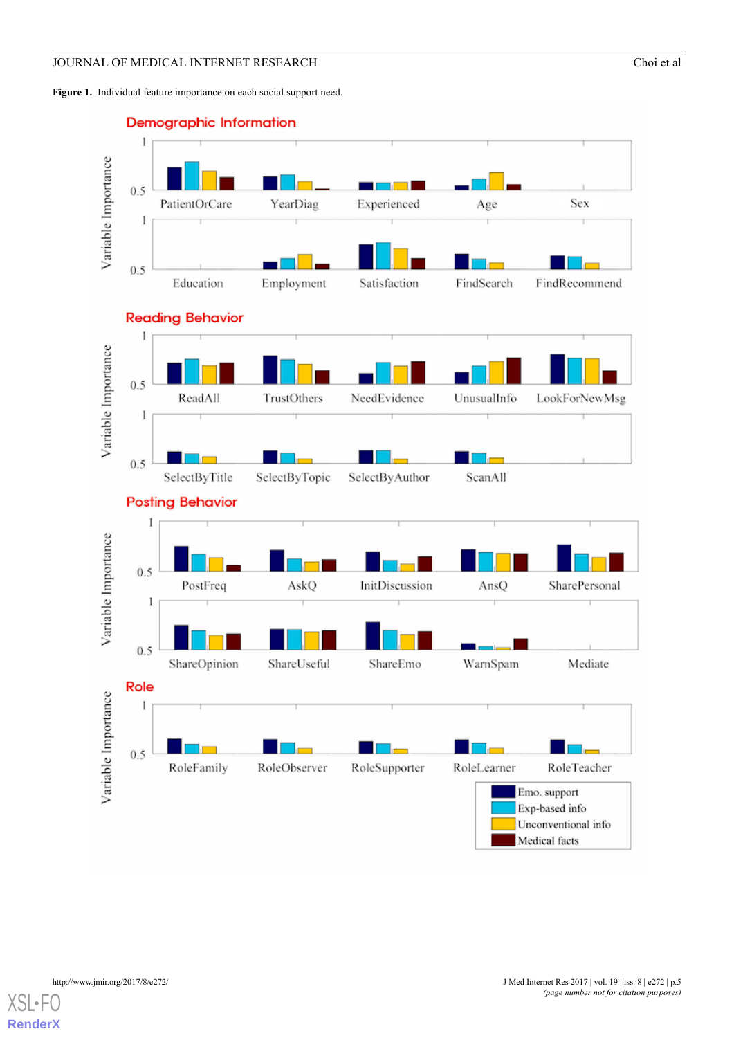**Figure 1.** Individual feature importance on each social support need.

Demographic Information

Variable Importance

PatientOrCare YearDiag Experienced Age Sex

Education Employment Satisfaction FindSearch FindRecommend

Reading Behavior

ReadAll TrustOthers NeedEvidence UnusualInfo LookForNewMsg

SelectByTitle SelectByTopic SelectByAuthor ScanAll

Posting Behavior

PostFreq AskQ InitDiscussion AnsQ SharePersonal

ShareOpinion ShareUseful ShareEmo WarnSpam Mediate

Role

RoleFamily RoleObserver RoleSupporter RoleLearner RoleTeacher

Emo. support
Exp-based info
Unconventional info
Medical facts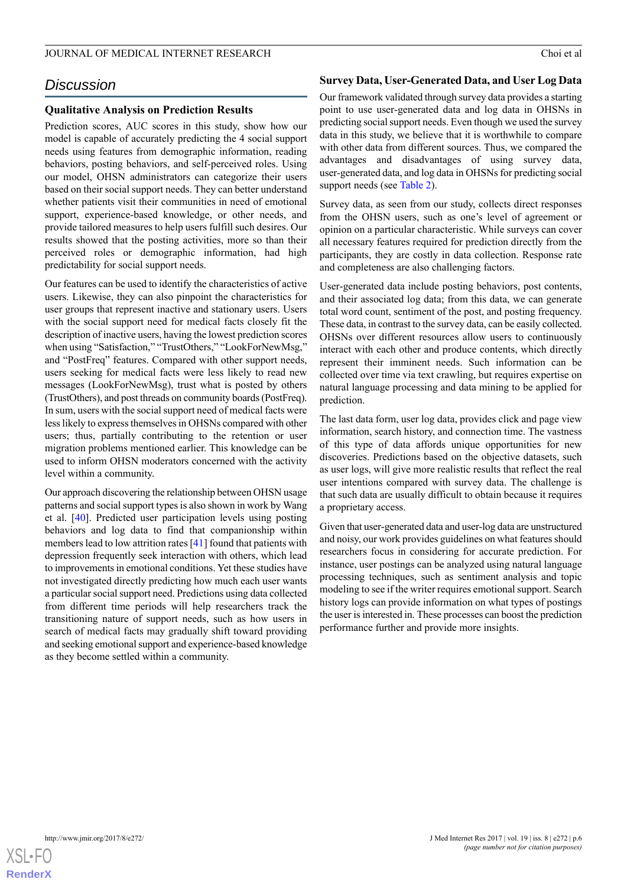## Discussion

### Qualitative Analysis on Prediction Results

Prediction scores, AUC scores in this study, show how our model is capable of accurately predicting the 4 social support needs using features from demographic information, reading behaviors, posting behaviors, and self-perceived roles. Using our model, OHSN administrators can categorize their users based on their social support needs. They can better understand whether patients visit their communities in need of emotional support, experience-based knowledge, or other needs, and provide tailored measures to help users fulfill such desires. Our results showed that the posting activities, more so than their perceived roles or demographic information, had high predictability for social support needs.

Our features can be used to identify the characteristics of active users. Likewise, they can also pinpoint the characteristics for user groups that represent inactive and stationary users. Users with the social support need for medical facts closely fit the description of inactive users, having the lowest prediction scores when using "Satisfaction," "TrustOthers," "LookForNewMsg," and "PostFreq" features. Compared with other support needs, users seeking for medical facts were less likely to read new messages (LookForNewMsg), trust what is posted by others (TrustOthers), and post threads on community boards (PostFreq). In sum, users with the social support need of medical facts were less likely to express themselves in OHSNs compared with other users; thus, partially contributing to the retention or user migration problems mentioned earlier. This knowledge can be used to inform OHSN moderators concerned with the activity level within a community.

Our approach discovering the relationship between OHSN usage patterns and social support types is also shown in work by Wang et al. [40]. Predicted user participation levels using posting behaviors and log data to find that companionship within members lead to low attrition rates [41] found that patients with depression frequently seek interaction with others, which lead to improvements in emotional conditions. Yet these studies have not investigated directly predicting how much each user wants a particular social support need. Predictions using data collected from different time periods will help researchers track the transitioning nature of support needs, such as how users in search of medical facts may gradually shift toward providing and seeking emotional support and experience-based knowledge as they become settled within a community.

### Survey Data, User-Generated Data, and User Log Data

Our framework validated through survey data provides a starting point to use user-generated data and log data in OHSNs in predicting social support needs. Even though we used the survey data in this study, we believe that it is worthwhile to compare with other data from different sources. Thus, we compared the advantages and disadvantages of using survey data, user-generated data, and log data in OHSNs for predicting social support needs (see Table 2).

Survey data, as seen from our study, collects direct responses from the OHSN users, such as one's level of agreement or opinion on a particular characteristic. While surveys can cover all necessary features required for prediction directly from the participants, they are costly in data collection. Response rate and completeness are also challenging factors.

User-generated data include posting behaviors, post contents, and their associated log data; from this data, we can generate total word count, sentiment of the post, and posting frequency. These data, in contrast to the survey data, can be easily collected. OHSNs over different resources allow users to continuously interact with each other and produce contents, which directly represent their imminent needs. Such information can be collected over time via text crawling, but requires expertise on natural language processing and data mining to be applied for prediction.

The last data form, user log data, provides click and page view information, search history, and connection time. The vastness of this type of data affords unique opportunities for new discoveries. Predictions based on the objective datasets, such as user logs, will give more realistic results that reflect the real user intentions compared with survey data. The challenge is that such data are usually difficult to obtain because it requires a proprietary access.

Given that user-generated data and user-log data are unstructured and noisy, our work provides guidelines on what features should researchers focus in considering for accurate prediction. For instance, user postings can be analyzed using natural language processing techniques, such as sentiment analysis and topic modeling to see if the writer requires emotional support. Search history logs can provide information on what types of postings the user is interested in. These processes can boost the prediction performance further and provide more insights.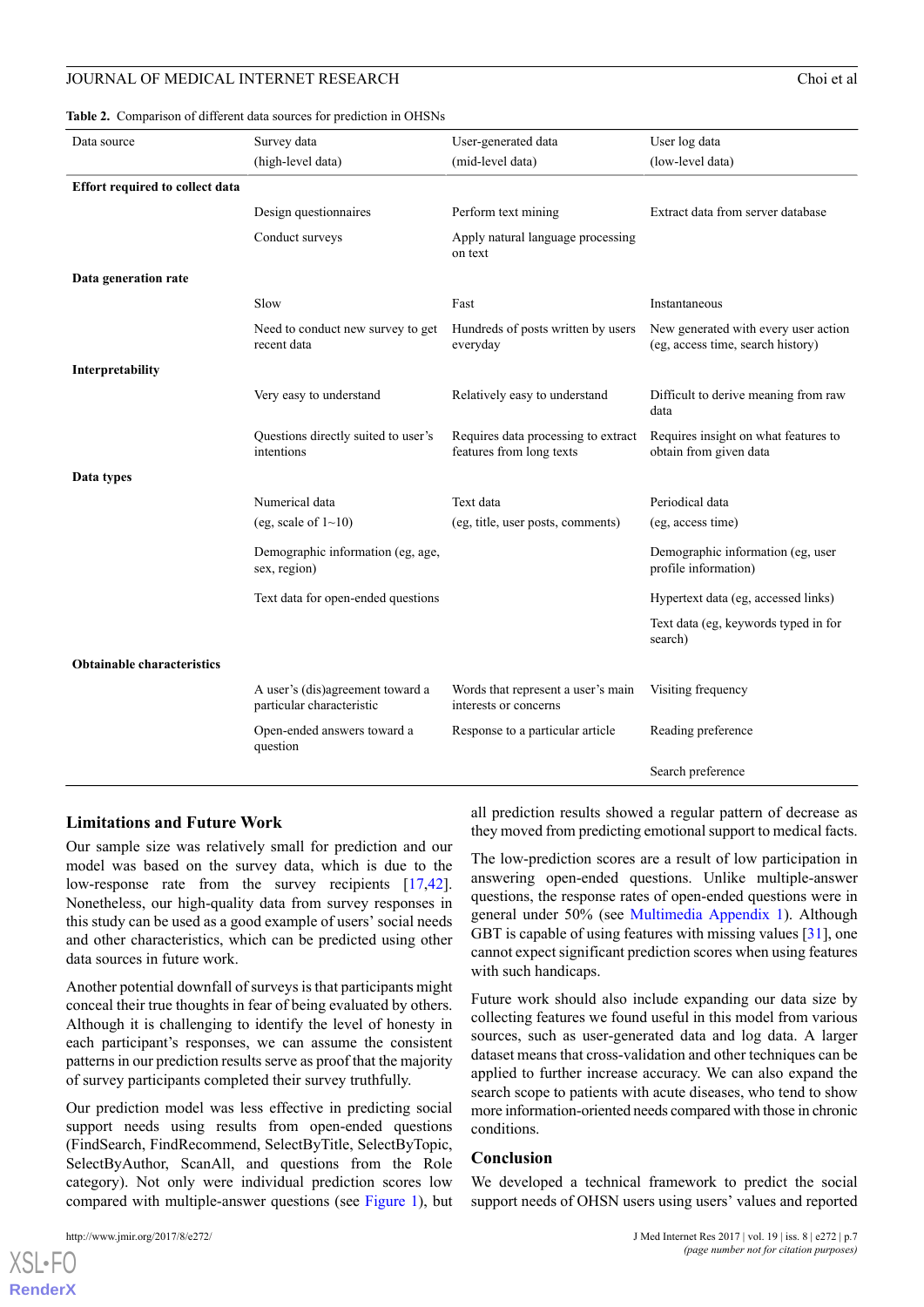**Table 2.** Comparison of different data sources for prediction in OHSNs

| Data source | Survey data (high-level data) | User-generated data (mid-level data) | User log data (low-level data) |
| --- | --- | --- | --- |
| **Effort required to collect data** | | | |
| | Design questionnaires | Perform text mining | Extract data from server database |
| | Conduct surveys | Apply natural language processing on text | |
| **Data generation rate** | | | |
| | Slow | Fast | Instantaneous |
| | Need to conduct new survey to get recent data | Hundreds of posts written by users everyday | New generated with every user action (eg, access time, search history) |
| **Interpretability** | | | |
| | Very easy to understand | Relatively easy to understand | Difficult to derive meaning from raw data |
| | Questions directly suited to user's intentions | Requires data processing to extract features from long texts | Requires insight on what features to obtain from given data |
| **Data types** | | | |
| | Numerical data (eg, scale of 1~10) | Text data (eg, title, user posts, comments) | Periodical data (eg, access time) |
| | Demographic information (eg, age, sex, region) | | Demographic information (eg, user profile information) |
| | Text data for open-ended questions | | Hypertext data (eg, accessed links) |
| | | | Text data (eg, keywords typed in for search) |
| **Obtainable characteristics** | | | |
| | A user's (dis)agreement toward a particular characteristic | Words that represent a user's main interests or concerns | Visiting frequency |
| | Open-ended answers toward a question | Response to a particular article | Reading preference |
| | | | Search preference |

### Limitations and Future Work

Our sample size was relatively small for prediction and our model was based on the survey data, which is due to the low-response rate from the survey recipients [17,42]. Nonetheless, our high-quality data from survey responses in this study can be used as a good example of users' social needs and other characteristics, which can be predicted using other data sources in future work.

Another potential downfall of surveys is that participants might conceal their true thoughts in fear of being evaluated by others. Although it is challenging to identify the level of honesty in each participant's responses, we can assume the consistent patterns in our prediction results serve as proof that the majority of survey participants completed their survey truthfully.

Our prediction model was less effective in predicting social support needs using results from open-ended questions (FindSearch, FindRecommend, SelectByTitle, SelectByTopic, SelectByAuthor, ScanAll, and questions from the Role category). Not only were individual prediction scores low compared with multiple-answer questions (see Figure 1), but all prediction results showed a regular pattern of decrease as they moved from predicting emotional support to medical facts.

The low-prediction scores are a result of low participation in answering open-ended questions. Unlike multiple-answer questions, the response rates of open-ended questions were in general under 50% (see Multimedia Appendix 1). Although GBT is capable of using features with missing values [31], one cannot expect significant prediction scores when using features with such handicaps.

Future work should also include expanding our data size by collecting features we found useful in this model from various sources, such as user-generated data and log data. A larger dataset means that cross-validation and other techniques can be applied to further increase accuracy. We can also expand the search scope to patients with acute diseases, who tend to show more information-oriented needs compared with those in chronic conditions.

### Conclusion

We developed a technical framework to predict the social support needs of OHSN users using users' values and reported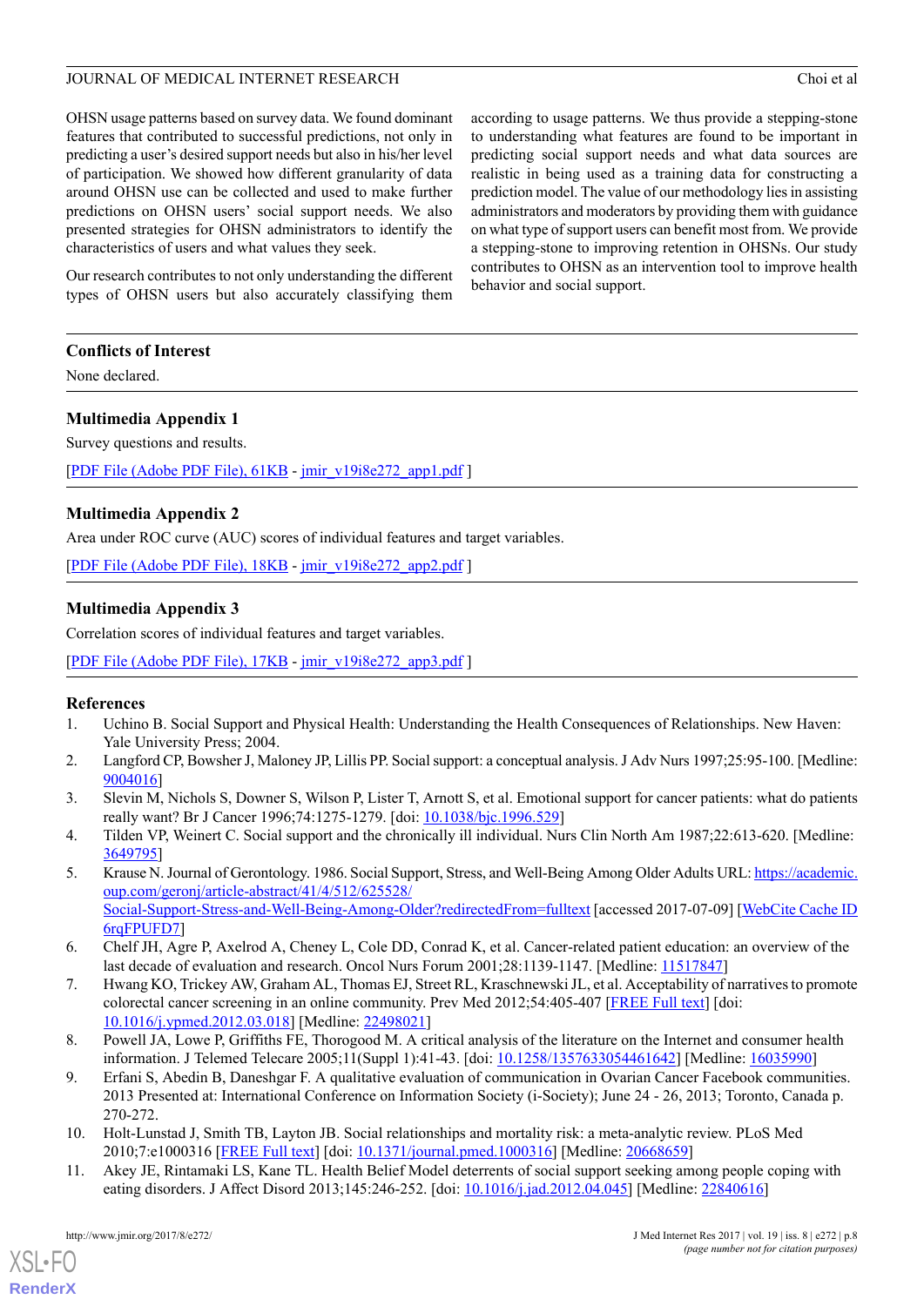OHSN usage patterns based on survey data. We found dominant features that contributed to successful predictions, not only in predicting a user's desired support needs but also in his/her level of participation. We showed how different granularity of data around OHSN use can be collected and used to make further predictions on OHSN users' social support needs. We also presented strategies for OHSN administrators to identify the characteristics of users and what values they seek.

Our research contributes to not only understanding the different types of OHSN users but also accurately classifying them according to usage patterns. We thus provide a stepping-stone to understanding what features are found to be important in predicting social support needs and what data sources are realistic in being used as a training data for constructing a prediction model. The value of our methodology lies in assisting administrators and moderators by providing them with guidance on what type of support users can benefit most from. We provide a stepping-stone to improving retention in OHSNs. Our study contributes to OHSN as an intervention tool to improve health behavior and social support.

## Conflicts of Interest

None declared.

## Multimedia Appendix 1

Survey questions and results.

[PDF File (Adobe PDF File), 61KB - jmir_v19i8e272_app1.pdf ]

## Multimedia Appendix 2

Area under ROC curve (AUC) scores of individual features and target variables.

[PDF File (Adobe PDF File), 18KB - jmir_v19i8e272_app2.pdf ]

## Multimedia Appendix 3

Correlation scores of individual features and target variables.

[PDF File (Adobe PDF File), 17KB - jmir_v19i8e272_app3.pdf ]

## References

1. Uchino B. Social Support and Physical Health: Understanding the Health Consequences of Relationships. New Haven: Yale University Press; 2004.
2. Langford CP, Bowsher J, Maloney JP, Lillis PP. Social support: a conceptual analysis. J Adv Nurs 1997;25:95-100. [Medline: 9004016]
3. Slevin M, Nichols S, Downer S, Wilson P, Lister T, Arnott S, et al. Emotional support for cancer patients: what do patients really want? Br J Cancer 1996;74:1275-1279. [doi: 10.1038/bjc.1996.529]
4. Tilden VP, Weinert C. Social support and the chronically ill individual. Nurs Clin North Am 1987;22:613-620. [Medline: 3649795]
5. Krause N. Journal of Gerontology. 1986. Social Support, Stress, and Well-Being Among Older Adults URL: https://academic.oup.com/geronj/article-abstract/41/4/512/625528/Social-Support-Stress-and-Well-Being-Among-Older?redirectedFrom=fulltext [accessed 2017-07-09] [WebCite Cache ID 6rqFPUFD7]
6. Chelf JH, Agre P, Axelrod A, Cheney L, Cole DD, Conrad K, et al. Cancer-related patient education: an overview of the last decade of evaluation and research. Oncol Nurs Forum 2001;28:1139-1147. [Medline: 11517847]
7. Hwang KO, Trickey AW, Graham AL, Thomas EJ, Street RL, Kraschnewski JL, et al. Acceptability of narratives to promote colorectal cancer screening in an online community. Prev Med 2012;54:405-407 [FREE Full text] [doi: 10.1016/j.ypmed.2012.03.018] [Medline: 22498021]
8. Powell JA, Lowe P, Griffiths FE, Thorogood M. A critical analysis of the literature on the Internet and consumer health information. J Telemed Telecare 2005;11(Suppl 1):41-43. [doi: 10.1258/1357633054461642] [Medline: 16035990]
9. Erfani S, Abedin B, Daneshgar F. A qualitative evaluation of communication in Ovarian Cancer Facebook communities. 2013 Presented at: International Conference on Information Society (i-Society); June 24 - 26, 2013; Toronto, Canada p. 270-272.
10. Holt-Lunstad J, Smith TB, Layton JB. Social relationships and mortality risk: a meta-analytic review. PLoS Med 2010;7:e1000316 [FREE Full text] [doi: 10.1371/journal.pmed.1000316] [Medline: 20668659]
11. Akey JE, Rintamaki LS, Kane TL. Health Belief Model deterrents of social support seeking among people coping with eating disorders. J Affect Disord 2013;145:246-252. [doi: 10.1016/j.jad.2012.04.045] [Medline: 22840616]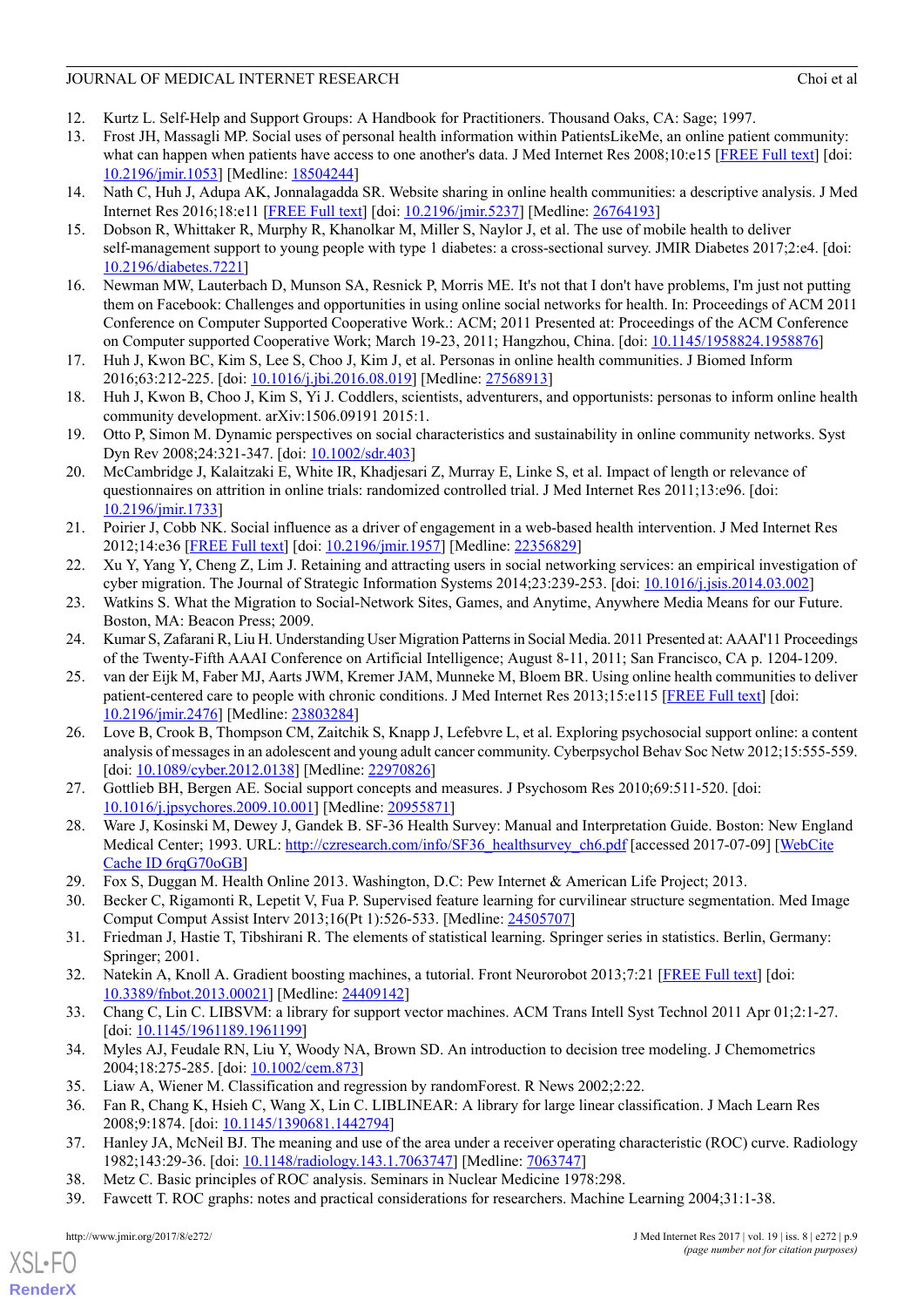12. Kurtz L. Self-Help and Support Groups: A Handbook for Practitioners. Thousand Oaks, CA: Sage; 1997.
13. Frost JH, Massagli MP. Social uses of personal health information within PatientsLikeMe, an online patient community: what can happen when patients have access to one another's data. J Med Internet Res 2008;10:e15 [FREE Full text] [doi: 10.2196/jmir.1053] [Medline: 18504244]
14. Nath C, Huh J, Adupa AK, Jonnalagadda SR. Website sharing in online health communities: a descriptive analysis. J Med Internet Res 2016;18:e11 [FREE Full text] [doi: 10.2196/jmir.5237] [Medline: 26764193]
15. Dobson R, Whittaker R, Murphy R, Khanolkar M, Miller S, Naylor J, et al. The use of mobile health to deliver self-management support to young people with type 1 diabetes: a cross-sectional survey. JMIR Diabetes 2017;2:e4. [doi: 10.2196/diabetes.7221]
16. Newman MW, Lauterbach D, Munson SA, Resnick P, Morris ME. It's not that I don't have problems, I'm just not putting them on Facebook: Challenges and opportunities in using online social networks for health. In: Proceedings of ACM 2011 Conference on Computer Supported Cooperative Work.: ACM; 2011 Presented at: Proceedings of the ACM Conference on Computer supported Cooperative Work; March 19-23, 2011; Hangzhou, China. [doi: 10.1145/1958824.1958876]
17. Huh J, Kwon BC, Kim S, Lee S, Choo J, Kim J, et al. Personas in online health communities. J Biomed Inform 2016;63:212-225. [doi: 10.1016/j.jbi.2016.08.019] [Medline: 27568913]
18. Huh J, Kwon B, Choo J, Kim S, Yi J. Coddlers, scientists, adventurers, and opportunists: personas to inform online health community development. arXiv:1506.09191 2015:1.
19. Otto P, Simon M. Dynamic perspectives on social characteristics and sustainability in online community networks. Syst Dyn Rev 2008;24:321-347. [doi: 10.1002/sdr.403]
20. McCambridge J, Kalaitzaki E, White IR, Khadjesari Z, Murray E, Linke S, et al. Impact of length or relevance of questionnaires on attrition in online trials: randomized controlled trial. J Med Internet Res 2011;13:e96. [doi: 10.2196/jmir.1733]
21. Poirier J, Cobb NK. Social influence as a driver of engagement in a web-based health intervention. J Med Internet Res 2012;14:e36 [FREE Full text] [doi: 10.2196/jmir.1957] [Medline: 22356829]
22. Xu Y, Yang Y, Cheng Z, Lim J. Retaining and attracting users in social networking services: an empirical investigation of cyber migration. The Journal of Strategic Information Systems 2014;23:239-253. [doi: 10.1016/j.jsis.2014.03.002]
23. Watkins S. What the Migration to Social-Network Sites, Games, and Anytime, Anywhere Media Means for our Future. Boston, MA: Beacon Press; 2009.
24. Kumar S, Zafarani R, Liu H. Understanding User Migration Patterns in Social Media. 2011 Presented at: AAAI'11 Proceedings of the Twenty-Fifth AAAI Conference on Artificial Intelligence; August 8-11, 2011; San Francisco, CA p. 1204-1209.
25. van der Eijk M, Faber MJ, Aarts JWM, Kremer JAM, Munneke M, Bloem BR. Using online health communities to deliver patient-centered care to people with chronic conditions. J Med Internet Res 2013;15:e115 [FREE Full text] [doi: 10.2196/jmir.2476] [Medline: 23803284]
26. Love B, Crook B, Thompson CM, Zaitchik S, Knapp J, Lefebvre L, et al. Exploring psychosocial support online: a content analysis of messages in an adolescent and young adult cancer community. Cyberpsychol Behav Soc Netw 2012;15:555-559. [doi: 10.1089/cyber.2012.0138] [Medline: 22970826]
27. Gottlieb BH, Bergen AE. Social support concepts and measures. J Psychosom Res 2010;69:511-520. [doi: 10.1016/j.jpsychores.2009.10.001] [Medline: 20955871]
28. Ware J, Kosinski M, Dewey J, Gandek B. SF-36 Health Survey: Manual and Interpretation Guide. Boston: New England Medical Center; 1993. URL: http://czresearch.com/info/SF36_healthsurvey_ch6.pdf [accessed 2017-07-09] [WebCite Cache ID 6rqG70oGB]
29. Fox S, Duggan M. Health Online 2013. Washington, D.C: Pew Internet & American Life Project; 2013.
30. Becker C, Rigamonti R, Lepetit V, Fua P. Supervised feature learning for curvilinear structure segmentation. Med Image Comput Comput Assist Interv 2013;16(Pt 1):526-533. [Medline: 24505707]
31. Friedman J, Hastie T, Tibshirani R. The elements of statistical learning. Springer series in statistics. Berlin, Germany: Springer; 2001.
32. Natekin A, Knoll A. Gradient boosting machines, a tutorial. Front Neurorobot 2013;7:21 [FREE Full text] [doi: 10.3389/fnbot.2013.00021] [Medline: 24409142]
33. Chang C, Lin C. LIBSVM: a library for support vector machines. ACM Trans Intell Syst Technol 2011 Apr 01;2:1-27. [doi: 10.1145/1961189.1961199]
34. Myles AJ, Feudale RN, Liu Y, Woody NA, Brown SD. An introduction to decision tree modeling. J Chemometrics 2004;18:275-285. [doi: 10.1002/cem.873]
35. Liaw A, Wiener M. Classification and regression by randomForest. R News 2002;2:22.
36. Fan R, Chang K, Hsieh C, Wang X, Lin C. LIBLINEAR: A library for large linear classification. J Mach Learn Res 2008;9:1874. [doi: 10.1145/1390681.1442794]
37. Hanley JA, McNeil BJ. The meaning and use of the area under a receiver operating characteristic (ROC) curve. Radiology 1982;143:29-36. [doi: 10.1148/radiology.143.1.7063747] [Medline: 7063747]
38. Metz C. Basic principles of ROC analysis. Seminars in Nuclear Medicine 1978:298.
39. Fawcett T. ROC graphs: notes and practical considerations for researchers. Machine Learning 2004;31:1-38.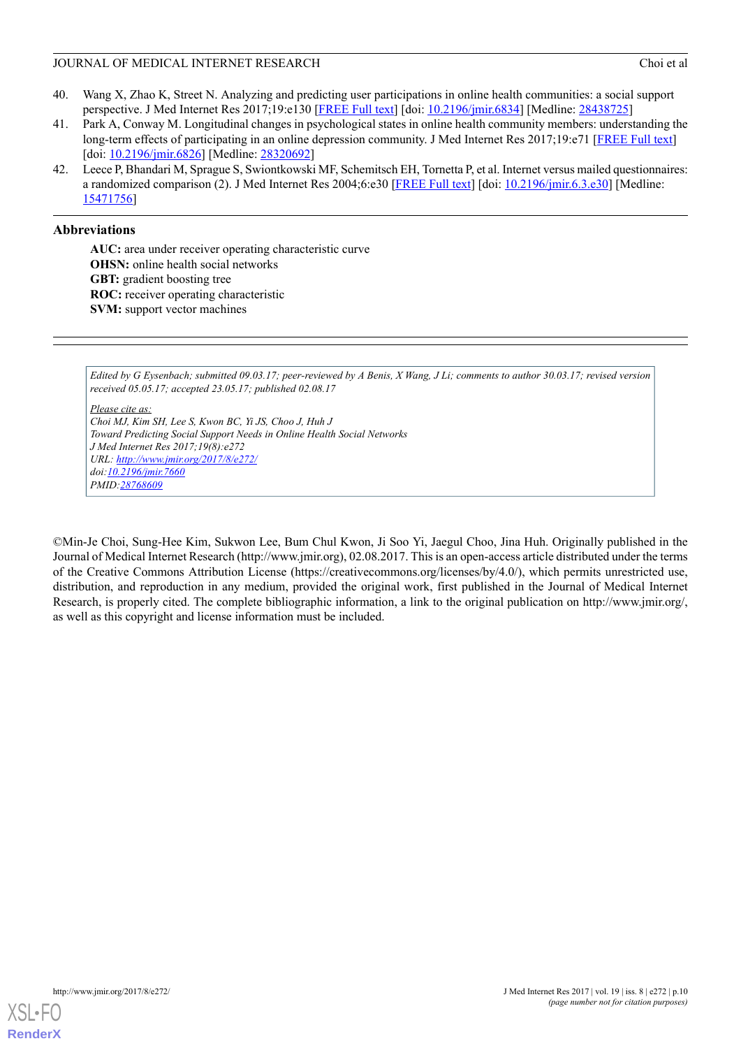40. Wang X, Zhao K, Street N. Analyzing and predicting user participations in online health communities: a social support perspective. J Med Internet Res 2017;19:e130 [FREE Full text] [doi: 10.2196/jmir.6834] [Medline: 28438725]
41. Park A, Conway M. Longitudinal changes in psychological states in online health community members: understanding the long-term effects of participating in an online depression community. J Med Internet Res 2017;19:e71 [FREE Full text] [doi: 10.2196/jmir.6826] [Medline: 28320692]
42. Leece P, Bhandari M, Sprague S, Swiontkowski MF, Schemitsch EH, Tornetta P, et al. Internet versus mailed questionnaires: a randomized comparison (2). J Med Internet Res 2004;6:e30 [FREE Full text] [doi: 10.2196/jmir.6.3.e30] [Medline: 15471756]

## Abbreviations

**AUC:** area under receiver operating characteristic curve
**OHSN:** online health social networks
**GBT:** gradient boosting tree
**ROC:** receiver operating characteristic
**SVM:** support vector machines

*Edited by G Eysenbach; submitted 09.03.17; peer-reviewed by A Benis, X Wang, J Li; comments to author 30.03.17; revised version received 05.05.17; accepted 23.05.17; published 02.08.17*

*Please cite as:*
*Choi MJ, Kim SH, Lee S, Kwon BC, Yi JS, Choo J, Huh J*
*Toward Predicting Social Support Needs in Online Health Social Networks*
*J Med Internet Res 2017;19(8):e272*
*URL: http://www.jmir.org/2017/8/e272/*
*doi:10.2196/jmir.7660*
*PMID:28768609*

©Min-Je Choi, Sung-Hee Kim, Sukwon Lee, Bum Chul Kwon, Ji Soo Yi, Jaegul Choo, Jina Huh. Originally published in the Journal of Medical Internet Research (http://www.jmir.org), 02.08.2017. This is an open-access article distributed under the terms of the Creative Commons Attribution License (https://creativecommons.org/licenses/by/4.0/), which permits unrestricted use, distribution, and reproduction in any medium, provided the original work, first published in the Journal of Medical Internet Research, is properly cited. The complete bibliographic information, a link to the original publication on http://www.jmir.org/, as well as this copyright and license information must be included.